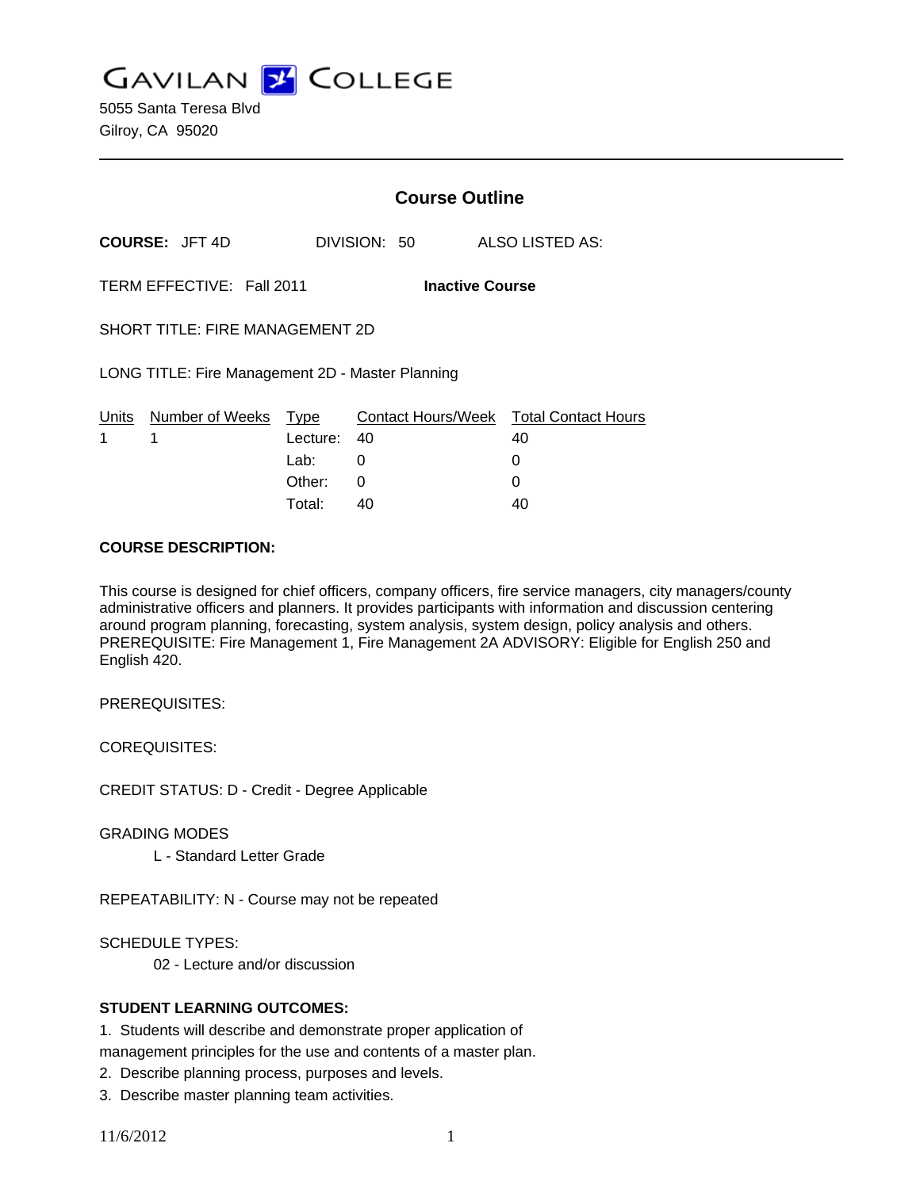# GAVILAN COLLEGE

5055 Santa Teresa Blvd
Gilroy, CA 95020

## Course Outline

**COURSE:** JFT 4D DIVISION: 50 ALSO LISTED AS:

TERM EFFECTIVE: Fall 2011 **Inactive Course**

SHORT TITLE: FIRE MANAGEMENT 2D

LONG TITLE: Fire Management 2D - Master Planning

| Units | Number of Weeks | Type | Contact Hours/Week | Total Contact Hours |
|---|---|---|---|---|
| 1 | 1 | Lecture: | 40 | 40 |
| | | Lab: | 0 | 0 |
| | | Other: | 0 | 0 |
| | | Total: | 40 | 40 |

**COURSE DESCRIPTION:**

This course is designed for chief officers, company officers, fire service managers, city managers/county administrative officers and planners. It provides participants with information and discussion centering around program planning, forecasting, system analysis, system design, policy analysis and others. PREREQUISITE: Fire Management 1, Fire Management 2A ADVISORY: Eligible for English 250 and English 420.

PREREQUISITES:

COREQUISITES:

CREDIT STATUS: D - Credit - Degree Applicable

GRADING MODES

L - Standard Letter Grade

REPEATABILITY: N - Course may not be repeated

SCHEDULE TYPES:

02 - Lecture and/or discussion

**STUDENT LEARNING OUTCOMES:**

1. Students will describe and demonstrate proper application of management principles for the use and contents of a master plan.
2. Describe planning process, purposes and levels.
3. Describe master planning team activities.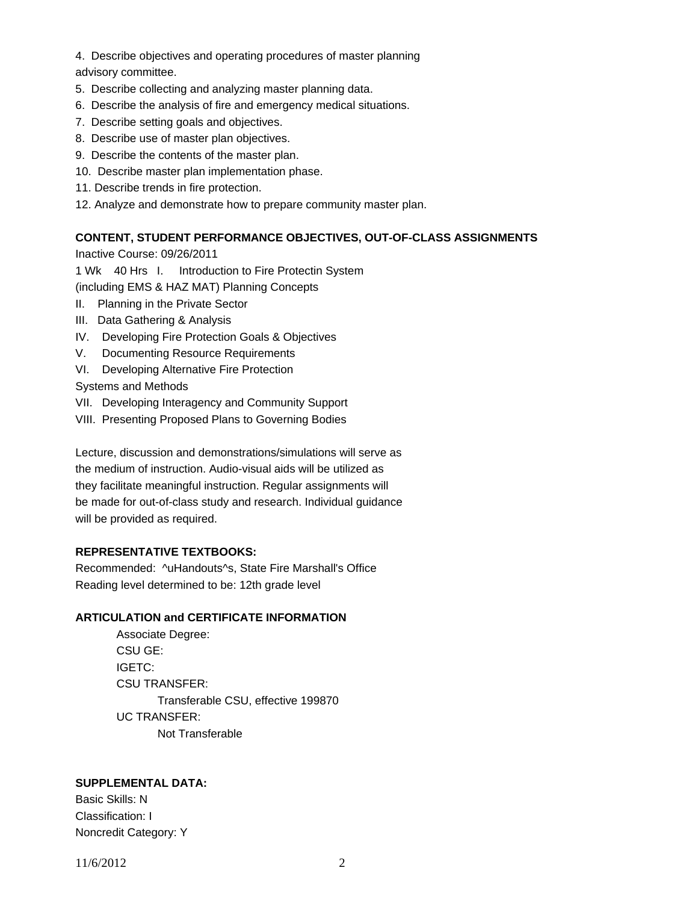4. Describe objectives and operating procedures of master planning advisory committee.
5. Describe collecting and analyzing master planning data.
6. Describe the analysis of fire and emergency medical situations.
7. Describe setting goals and objectives.
8. Describe use of master plan objectives.
9. Describe the contents of the master plan.
10. Describe master plan implementation phase.
11. Describe trends in fire protection.
12. Analyze and demonstrate how to prepare community master plan.

**CONTENT, STUDENT PERFORMANCE OBJECTIVES, OUT-OF-CLASS ASSIGNMENTS**

Inactive Course: 09/26/2011

1 Wk 40 Hrs I. Introduction to Fire Protectin System (including EMS & HAZ MAT) Planning Concepts

II. Planning in the Private Sector

III. Data Gathering & Analysis

IV. Developing Fire Protection Goals & Objectives

V. Documenting Resource Requirements

VI. Developing Alternative Fire Protection Systems and Methods

VII. Developing Interagency and Community Support

VIII. Presenting Proposed Plans to Governing Bodies

Lecture, discussion and demonstrations/simulations will serve as the medium of instruction. Audio-visual aids will be utilized as they facilitate meaningful instruction. Regular assignments will be made for out-of-class study and research. Individual guidance will be provided as required.

**REPRESENTATIVE TEXTBOOKS:**

Recommended: ^uHandouts^s, State Fire Marshall's Office

Reading level determined to be: 12th grade level

**ARTICULATION and CERTIFICATE INFORMATION**

Associate Degree:

CSU GE:

IGETC:

CSU TRANSFER:

Transferable CSU, effective 199870

UC TRANSFER:

Not Transferable

**SUPPLEMENTAL DATA:**

Basic Skills: N

Classification: I

Noncredit Category: Y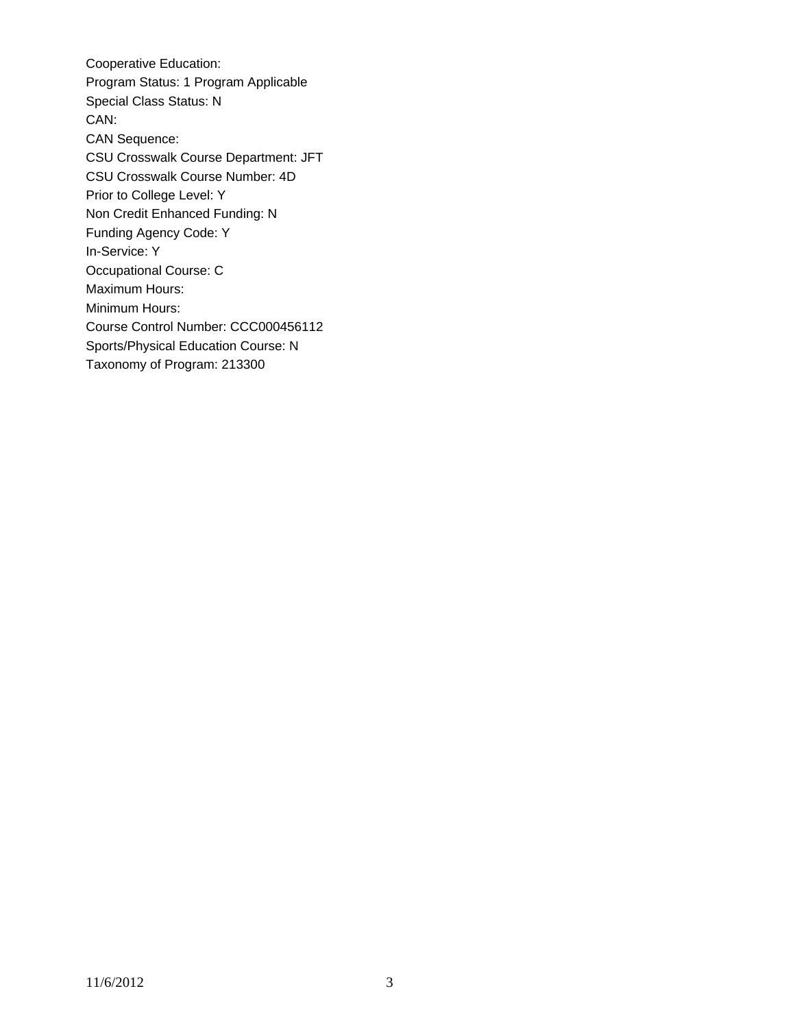Cooperative Education:
Program Status: 1 Program Applicable
Special Class Status: N
CAN:
CAN Sequence:
CSU Crosswalk Course Department: JFT
CSU Crosswalk Course Number: 4D
Prior to College Level: Y
Non Credit Enhanced Funding: N
Funding Agency Code: Y
In-Service: Y
Occupational Course: C
Maximum Hours:
Minimum Hours:
Course Control Number: CCC000456112
Sports/Physical Education Course: N
Taxonomy of Program: 213300